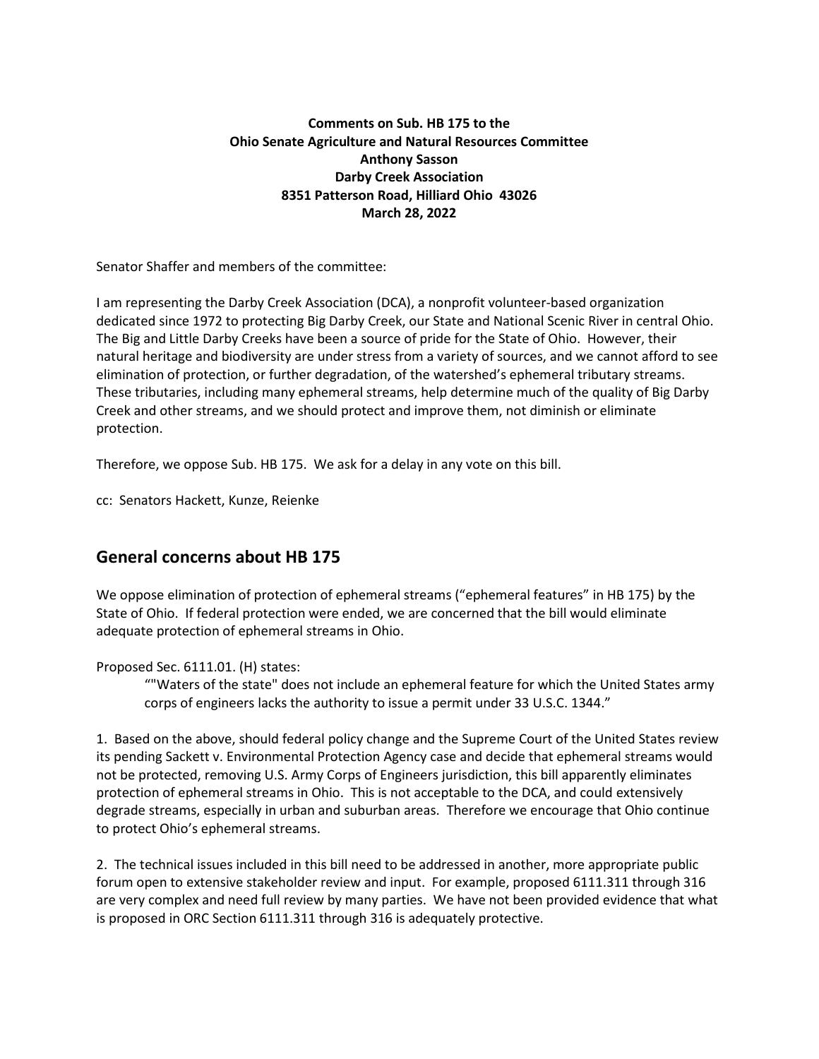**Comments on Sub. HB 175 to the**
**Ohio Senate Agriculture and Natural Resources Committee**
**Anthony Sasson**
**Darby Creek Association**
**8351 Patterson Road, Hilliard Ohio 43026**
**March 28, 2022**

Senator Shaffer and members of the committee:

I am representing the Darby Creek Association (DCA), a nonprofit volunteer-based organization dedicated since 1972 to protecting Big Darby Creek, our State and National Scenic River in central Ohio. The Big and Little Darby Creeks have been a source of pride for the State of Ohio. However, their natural heritage and biodiversity are under stress from a variety of sources, and we cannot afford to see elimination of protection, or further degradation, of the watershed's ephemeral tributary streams. These tributaries, including many ephemeral streams, help determine much of the quality of Big Darby Creek and other streams, and we should protect and improve them, not diminish or eliminate protection.

Therefore, we oppose Sub. HB 175. We ask for a delay in any vote on this bill.

cc: Senators Hackett, Kunze, Reienke

## General concerns about HB 175

We oppose elimination of protection of ephemeral streams ("ephemeral features" in HB 175) by the State of Ohio. If federal protection were ended, we are concerned that the bill would eliminate adequate protection of ephemeral streams in Ohio.

Proposed Sec. 6111.01. (H) states:

> ""Waters of the state" does not include an ephemeral feature for which the United States army corps of engineers lacks the authority to issue a permit under 33 U.S.C. 1344."

1. Based on the above, should federal policy change and the Supreme Court of the United States review its pending Sackett v. Environmental Protection Agency case and decide that ephemeral streams would not be protected, removing U.S. Army Corps of Engineers jurisdiction, this bill apparently eliminates protection of ephemeral streams in Ohio. This is not acceptable to the DCA, and could extensively degrade streams, especially in urban and suburban areas. Therefore we encourage that Ohio continue to protect Ohio's ephemeral streams.

2. The technical issues included in this bill need to be addressed in another, more appropriate public forum open to extensive stakeholder review and input. For example, proposed 6111.311 through 316 are very complex and need full review by many parties. We have not been provided evidence that what is proposed in ORC Section 6111.311 through 316 is adequately protective.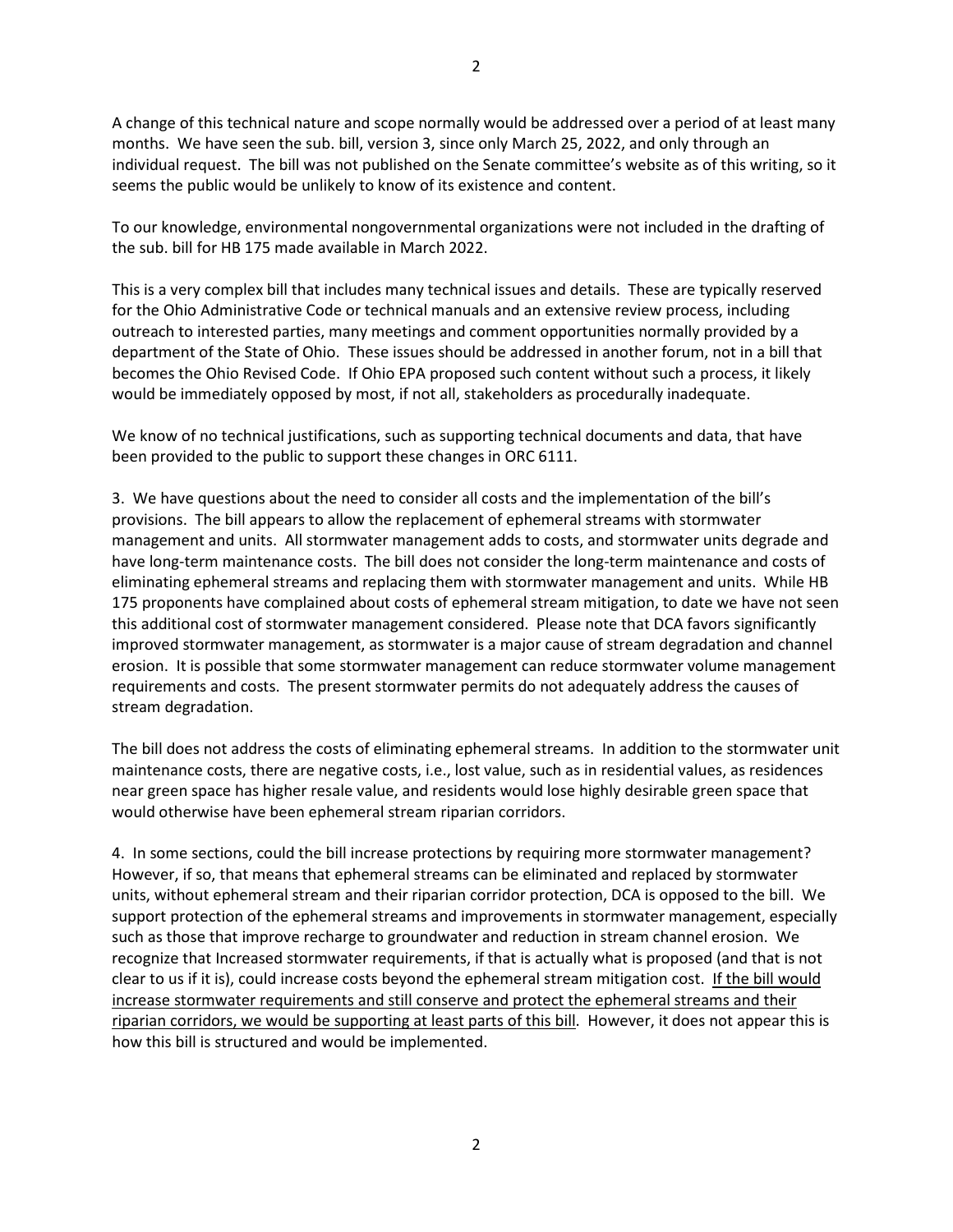A change of this technical nature and scope normally would be addressed over a period of at least many months. We have seen the sub. bill, version 3, since only March 25, 2022, and only through an individual request. The bill was not published on the Senate committee's website as of this writing, so it seems the public would be unlikely to know of its existence and content.

To our knowledge, environmental nongovernmental organizations were not included in the drafting of the sub. bill for HB 175 made available in March 2022.

This is a very complex bill that includes many technical issues and details. These are typically reserved for the Ohio Administrative Code or technical manuals and an extensive review process, including outreach to interested parties, many meetings and comment opportunities normally provided by a department of the State of Ohio. These issues should be addressed in another forum, not in a bill that becomes the Ohio Revised Code. If Ohio EPA proposed such content without such a process, it likely would be immediately opposed by most, if not all, stakeholders as procedurally inadequate.

We know of no technical justifications, such as supporting technical documents and data, that have been provided to the public to support these changes in ORC 6111.

3. We have questions about the need to consider all costs and the implementation of the bill's provisions. The bill appears to allow the replacement of ephemeral streams with stormwater management and units. All stormwater management adds to costs, and stormwater units degrade and have long-term maintenance costs. The bill does not consider the long-term maintenance and costs of eliminating ephemeral streams and replacing them with stormwater management and units. While HB 175 proponents have complained about costs of ephemeral stream mitigation, to date we have not seen this additional cost of stormwater management considered. Please note that DCA favors significantly improved stormwater management, as stormwater is a major cause of stream degradation and channel erosion. It is possible that some stormwater management can reduce stormwater volume management requirements and costs. The present stormwater permits do not adequately address the causes of stream degradation.

The bill does not address the costs of eliminating ephemeral streams. In addition to the stormwater unit maintenance costs, there are negative costs, i.e., lost value, such as in residential values, as residences near green space has higher resale value, and residents would lose highly desirable green space that would otherwise have been ephemeral stream riparian corridors.

4. In some sections, could the bill increase protections by requiring more stormwater management? However, if so, that means that ephemeral streams can be eliminated and replaced by stormwater units, without ephemeral stream and their riparian corridor protection, DCA is opposed to the bill. We support protection of the ephemeral streams and improvements in stormwater management, especially such as those that improve recharge to groundwater and reduction in stream channel erosion. We recognize that Increased stormwater requirements, if that is actually what is proposed (and that is not clear to us if it is), could increase costs beyond the ephemeral stream mitigation cost. <u>If the bill would increase stormwater requirements and still conserve and protect the ephemeral streams and their riparian corridors, we would be supporting at least parts of this bill</u>. However, it does not appear this is how this bill is structured and would be implemented.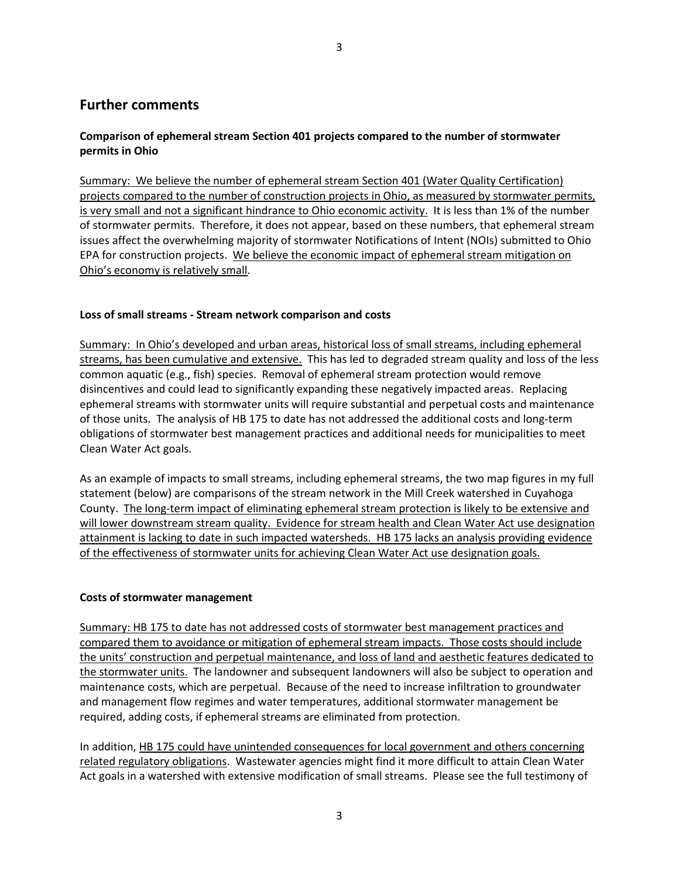## Further comments

### Comparison of ephemeral stream Section 401 projects compared to the number of stormwater permits in Ohio

<u>Summary: We believe the number of ephemeral stream Section 401 (Water Quality Certification) projects compared to the number of construction projects in Ohio, as measured by stormwater permits, is very small and not a significant hindrance to Ohio economic activity.</u> It is less than 1% of the number of stormwater permits. Therefore, it does not appear, based on these numbers, that ephemeral stream issues affect the overwhelming majority of stormwater Notifications of Intent (NOIs) submitted to Ohio EPA for construction projects. <u>We believe the economic impact of ephemeral stream mitigation on Ohio's economy is relatively small</u>.

### Loss of small streams - Stream network comparison and costs

<u>Summary: In Ohio's developed and urban areas, historical loss of small streams, including ephemeral streams, has been cumulative and extensive.</u> This has led to degraded stream quality and loss of the less common aquatic (e.g., fish) species. Removal of ephemeral stream protection would remove disincentives and could lead to significantly expanding these negatively impacted areas. Replacing ephemeral streams with stormwater units will require substantial and perpetual costs and maintenance of those units. The analysis of HB 175 to date has not addressed the additional costs and long-term obligations of stormwater best management practices and additional needs for municipalities to meet Clean Water Act goals.

As an example of impacts to small streams, including ephemeral streams, the two map figures in my full statement (below) are comparisons of the stream network in the Mill Creek watershed in Cuyahoga County. <u>The long-term impact of eliminating ephemeral stream protection is likely to be extensive and will lower downstream stream quality. Evidence for stream health and Clean Water Act use designation attainment is lacking to date in such impacted watersheds. HB 175 lacks an analysis providing evidence of the effectiveness of stormwater units for achieving Clean Water Act use designation goals.</u>

### Costs of stormwater management

<u>Summary: HB 175 to date has not addressed costs of stormwater best management practices and compared them to avoidance or mitigation of ephemeral stream impacts. Those costs should include the units' construction and perpetual maintenance, and loss of land and aesthetic features dedicated to the stormwater units.</u> The landowner and subsequent landowners will also be subject to operation and maintenance costs, which are perpetual. Because of the need to increase infiltration to groundwater and management flow regimes and water temperatures, additional stormwater management be required, adding costs, if ephemeral streams are eliminated from protection.

In addition, <u>HB 175 could have unintended consequences for local government and others concerning related regulatory obligations</u>. Wastewater agencies might find it more difficult to attain Clean Water Act goals in a watershed with extensive modification of small streams. Please see the full testimony of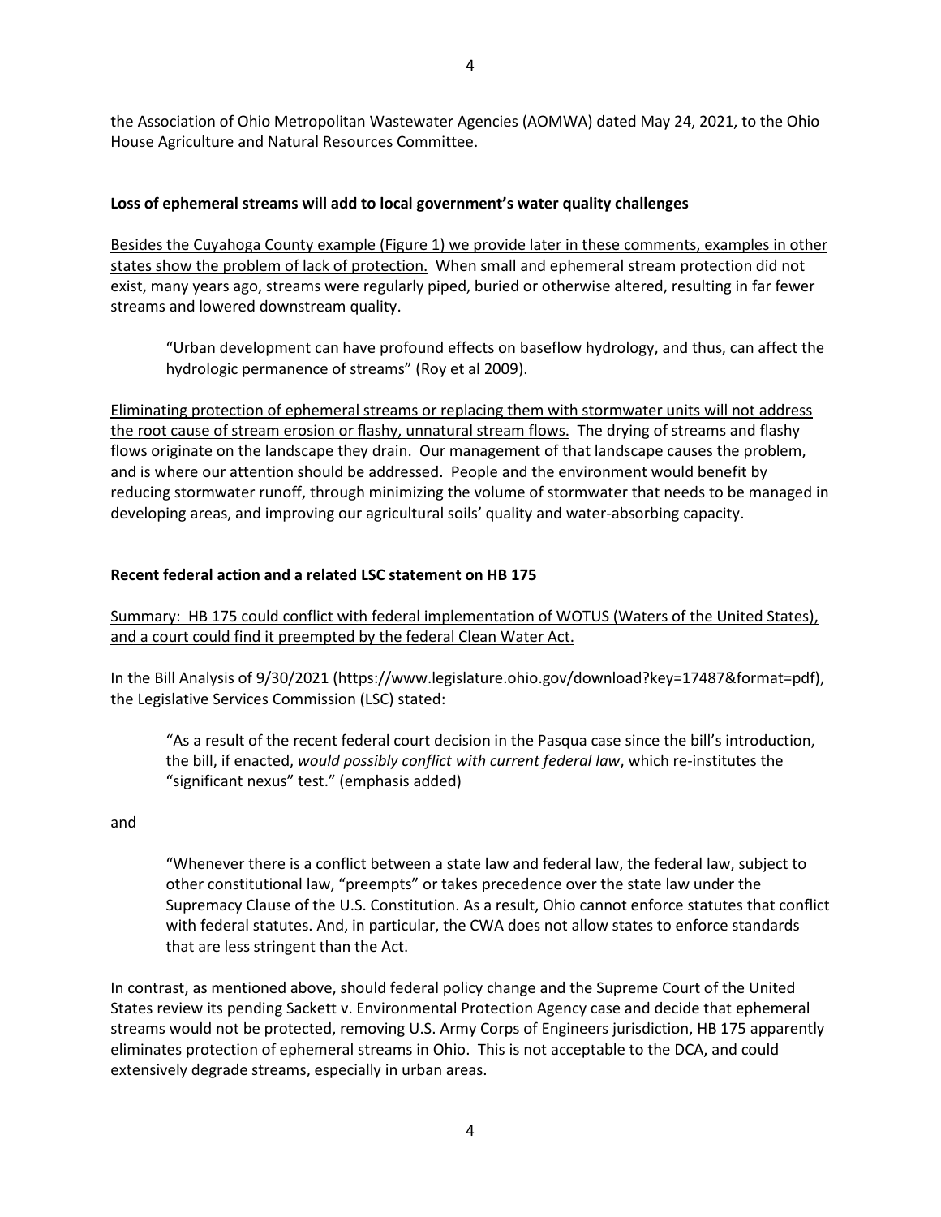the Association of Ohio Metropolitan Wastewater Agencies (AOMWA) dated May 24, 2021, to the Ohio House Agriculture and Natural Resources Committee.

**Loss of ephemeral streams will add to local government's water quality challenges**

<u>Besides the Cuyahoga County example (Figure 1) we provide later in these comments, examples in other states show the problem of lack of protection.</u> When small and ephemeral stream protection did not exist, many years ago, streams were regularly piped, buried or otherwise altered, resulting in far fewer streams and lowered downstream quality.

> "Urban development can have profound effects on baseflow hydrology, and thus, can affect the hydrologic permanence of streams" (Roy et al 2009).

<u>Eliminating protection of ephemeral streams or replacing them with stormwater units will not address the root cause of stream erosion or flashy, unnatural stream flows.</u> The drying of streams and flashy flows originate on the landscape they drain. Our management of that landscape causes the problem, and is where our attention should be addressed. People and the environment would benefit by reducing stormwater runoff, through minimizing the volume of stormwater that needs to be managed in developing areas, and improving our agricultural soils' quality and water-absorbing capacity.

**Recent federal action and a related LSC statement on HB 175**

<u>Summary: HB 175 could conflict with federal implementation of WOTUS (Waters of the United States), and a court could find it preempted by the federal Clean Water Act.</u>

In the Bill Analysis of 9/30/2021 (https://www.legislature.ohio.gov/download?key=17487&format=pdf), the Legislative Services Commission (LSC) stated:

> "As a result of the recent federal court decision in the Pasqua case since the bill's introduction, the bill, if enacted, *would possibly conflict with current federal law*, which re-institutes the "significant nexus" test." (emphasis added)

and

> "Whenever there is a conflict between a state law and federal law, the federal law, subject to other constitutional law, "preempts" or takes precedence over the state law under the Supremacy Clause of the U.S. Constitution. As a result, Ohio cannot enforce statutes that conflict with federal statutes. And, in particular, the CWA does not allow states to enforce standards that are less stringent than the Act.

In contrast, as mentioned above, should federal policy change and the Supreme Court of the United States review its pending Sackett v. Environmental Protection Agency case and decide that ephemeral streams would not be protected, removing U.S. Army Corps of Engineers jurisdiction, HB 175 apparently eliminates protection of ephemeral streams in Ohio. This is not acceptable to the DCA, and could extensively degrade streams, especially in urban areas.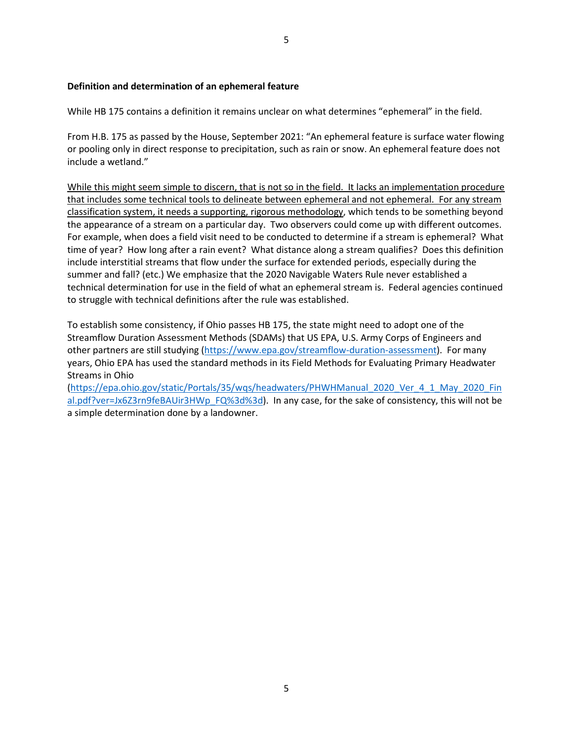**Definition and determination of an ephemeral feature**

While HB 175 contains a definition it remains unclear on what determines "ephemeral" in the field.

From H.B. 175 as passed by the House, September 2021: "An ephemeral feature is surface water flowing or pooling only in direct response to precipitation, such as rain or snow. An ephemeral feature does not include a wetland."

<u>While this might seem simple to discern, that is not so in the field. It lacks an implementation procedure that includes some technical tools to delineate between ephemeral and not ephemeral. For any stream classification system, it needs a supporting, rigorous methodology</u>, which tends to be something beyond the appearance of a stream on a particular day. Two observers could come up with different outcomes. For example, when does a field visit need to be conducted to determine if a stream is ephemeral? What time of year? How long after a rain event? What distance along a stream qualifies? Does this definition include interstitial streams that flow under the surface for extended periods, especially during the summer and fall? (etc.) We emphasize that the 2020 Navigable Waters Rule never established a technical determination for use in the field of what an ephemeral stream is. Federal agencies continued to struggle with technical definitions after the rule was established.

To establish some consistency, if Ohio passes HB 175, the state might need to adopt one of the Streamflow Duration Assessment Methods (SDAMs) that US EPA, U.S. Army Corps of Engineers and other partners are still studying (https://www.epa.gov/streamflow-duration-assessment). For many years, Ohio EPA has used the standard methods in its Field Methods for Evaluating Primary Headwater Streams in Ohio (https://epa.ohio.gov/static/Portals/35/wqs/headwaters/PHWHManual_2020_Ver_4_1_May_2020_Final.pdf?ver=Jx6Z3rn9feBAUir3HWp_FQ%3d%3d). In any case, for the sake of consistency, this will not be a simple determination done by a landowner.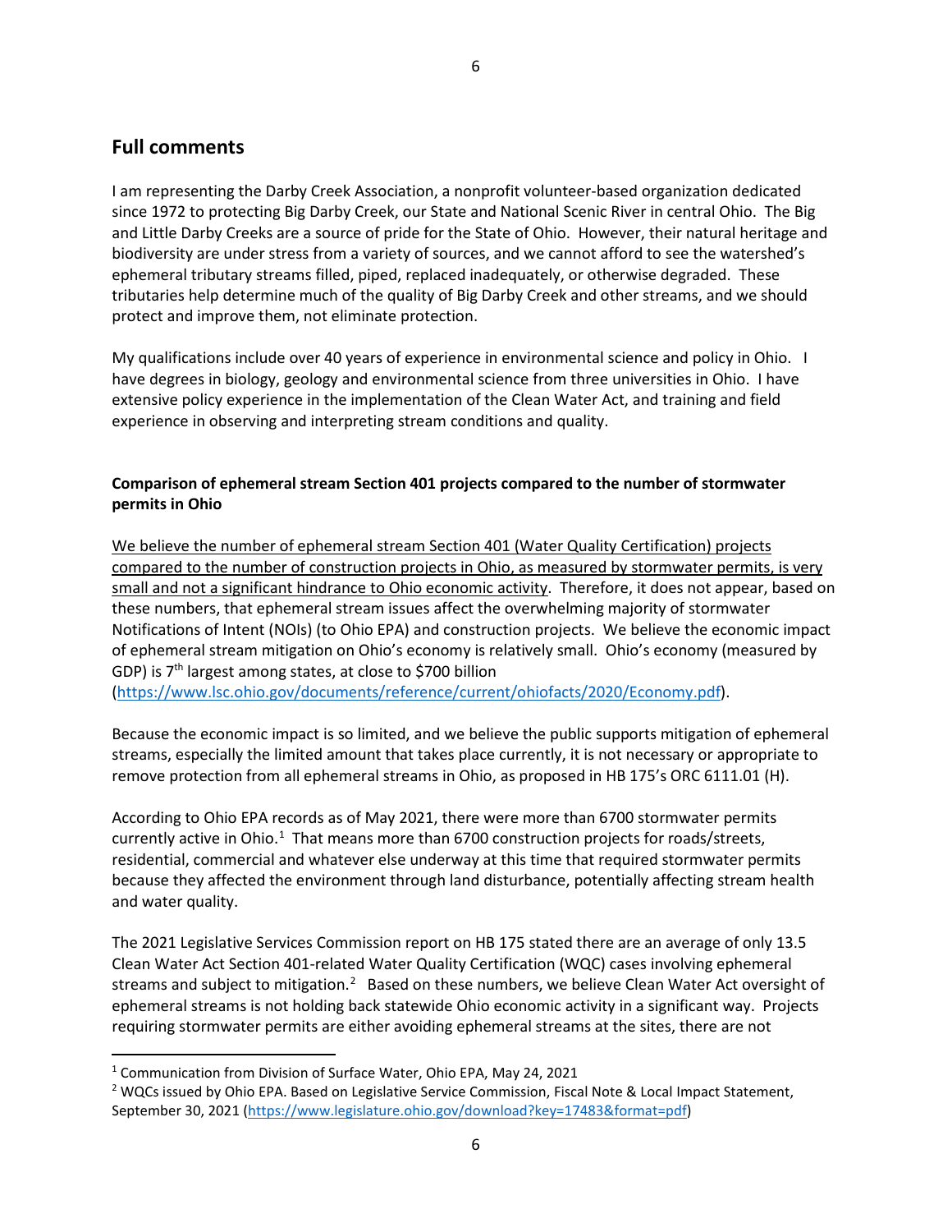## Full comments

I am representing the Darby Creek Association, a nonprofit volunteer-based organization dedicated since 1972 to protecting Big Darby Creek, our State and National Scenic River in central Ohio. The Big and Little Darby Creeks are a source of pride for the State of Ohio. However, their natural heritage and biodiversity are under stress from a variety of sources, and we cannot afford to see the watershed's ephemeral tributary streams filled, piped, replaced inadequately, or otherwise degraded. These tributaries help determine much of the quality of Big Darby Creek and other streams, and we should protect and improve them, not eliminate protection.

My qualifications include over 40 years of experience in environmental science and policy in Ohio. I have degrees in biology, geology and environmental science from three universities in Ohio. I have extensive policy experience in the implementation of the Clean Water Act, and training and field experience in observing and interpreting stream conditions and quality.

**Comparison of ephemeral stream Section 401 projects compared to the number of stormwater permits in Ohio**

<u>We believe the number of ephemeral stream Section 401 (Water Quality Certification) projects compared to the number of construction projects in Ohio, as measured by stormwater permits, is very small and not a significant hindrance to Ohio economic activity</u>. Therefore, it does not appear, based on these numbers, that ephemeral stream issues affect the overwhelming majority of stormwater Notifications of Intent (NOIs) (to Ohio EPA) and construction projects. We believe the economic impact of ephemeral stream mitigation on Ohio's economy is relatively small. Ohio's economy (measured by GDP) is 7th largest among states, at close to $700 billion (https://www.lsc.ohio.gov/documents/reference/current/ohiofacts/2020/Economy.pdf).

Because the economic impact is so limited, and we believe the public supports mitigation of ephemeral streams, especially the limited amount that takes place currently, it is not necessary or appropriate to remove protection from all ephemeral streams in Ohio, as proposed in HB 175's ORC 6111.01 (H).

According to Ohio EPA records as of May 2021, there were more than 6700 stormwater permits currently active in Ohio.[1] That means more than 6700 construction projects for roads/streets, residential, commercial and whatever else underway at this time that required stormwater permits because they affected the environment through land disturbance, potentially affecting stream health and water quality.

The 2021 Legislative Services Commission report on HB 175 stated there are an average of only 13.5 Clean Water Act Section 401-related Water Quality Certification (WQC) cases involving ephemeral streams and subject to mitigation.[2] Based on these numbers, we believe Clean Water Act oversight of ephemeral streams is not holding back statewide Ohio economic activity in a significant way. Projects requiring stormwater permits are either avoiding ephemeral streams at the sites, there are not

---

[1] Communication from Division of Surface Water, Ohio EPA, May 24, 2021

[2] WQCs issued by Ohio EPA. Based on Legislative Service Commission, Fiscal Note & Local Impact Statement, September 30, 2021 (https://www.legislature.ohio.gov/download?key=17483&format=pdf)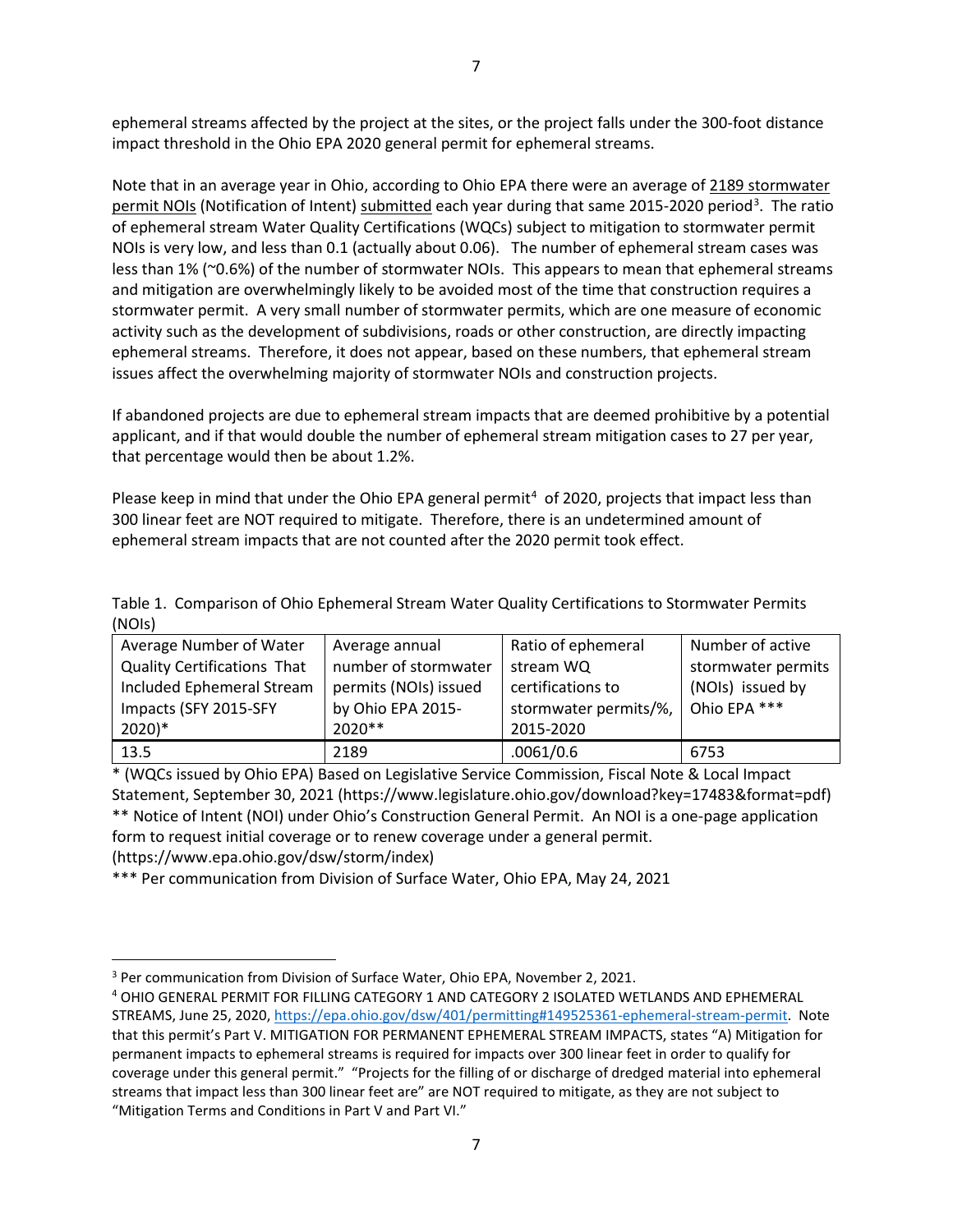ephemeral streams affected by the project at the sites, or the project falls under the 300-foot distance impact threshold in the Ohio EPA 2020 general permit for ephemeral streams.

Note that in an average year in Ohio, according to Ohio EPA there were an average of <u>2189 stormwater permit NOIs</u> (Notification of Intent) <u>submitted</u> each year during that same 2015-2020 period[3]. The ratio of ephemeral stream Water Quality Certifications (WQCs) subject to mitigation to stormwater permit NOIs is very low, and less than 0.1 (actually about 0.06). The number of ephemeral stream cases was less than 1% (~0.6%) of the number of stormwater NOIs. This appears to mean that ephemeral streams and mitigation are overwhelmingly likely to be avoided most of the time that construction requires a stormwater permit. A very small number of stormwater permits, which are one measure of economic activity such as the development of subdivisions, roads or other construction, are directly impacting ephemeral streams. Therefore, it does not appear, based on these numbers, that ephemeral stream issues affect the overwhelming majority of stormwater NOIs and construction projects.

If abandoned projects are due to ephemeral stream impacts that are deemed prohibitive by a potential applicant, and if that would double the number of ephemeral stream mitigation cases to 27 per year, that percentage would then be about 1.2%.

Please keep in mind that under the Ohio EPA general permit[4] of 2020, projects that impact less than 300 linear feet are NOT required to mitigate. Therefore, there is an undetermined amount of ephemeral stream impacts that are not counted after the 2020 permit took effect.

Table 1. Comparison of Ohio Ephemeral Stream Water Quality Certifications to Stormwater Permits (NOIs)

| Average Number of Water Quality Certifications That Included Ephemeral Stream Impacts (SFY 2015-SFY 2020)* | Average annual number of stormwater permits (NOIs) issued by Ohio EPA 2015-2020** | Ratio of ephemeral stream WQ certifications to stormwater permits/%, 2015-2020 | Number of active stormwater permits (NOIs) issued by Ohio EPA *** |
|---|---|---|---|
| 13.5 | 2189 | .0061/0.6 | 6753 |

* (WQCs issued by Ohio EPA) Based on Legislative Service Commission, Fiscal Note & Local Impact Statement, September 30, 2021 (https://www.legislature.ohio.gov/download?key=17483&format=pdf)

** Notice of Intent (NOI) under Ohio's Construction General Permit. An NOI is a one-page application form to request initial coverage or to renew coverage under a general permit. (https://www.epa.ohio.gov/dsw/storm/index)

*** Per communication from Division of Surface Water, Ohio EPA, May 24, 2021

---

[3] Per communication from Division of Surface Water, Ohio EPA, November 2, 2021.

[4] OHIO GENERAL PERMIT FOR FILLING CATEGORY 1 AND CATEGORY 2 ISOLATED WETLANDS AND EPHEMERAL STREAMS, June 25, 2020, https://epa.ohio.gov/dsw/401/permitting#149525361-ephemeral-stream-permit. Note that this permit's Part V. MITIGATION FOR PERMANENT EPHEMERAL STREAM IMPACTS, states "A) Mitigation for permanent impacts to ephemeral streams is required for impacts over 300 linear feet in order to qualify for coverage under this general permit." "Projects for the filling of or discharge of dredged material into ephemeral streams that impact less than 300 linear feet are" are NOT required to mitigate, as they are not subject to "Mitigation Terms and Conditions in Part V and Part VI."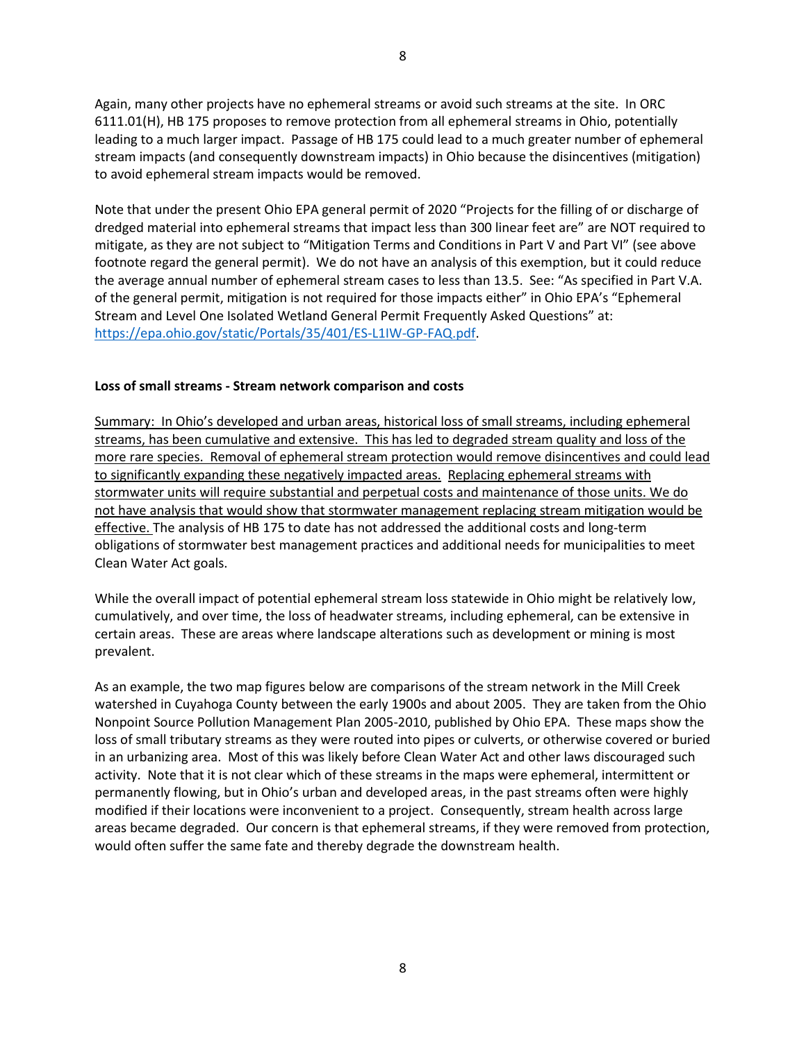Again, many other projects have no ephemeral streams or avoid such streams at the site. In ORC 6111.01(H), HB 175 proposes to remove protection from all ephemeral streams in Ohio, potentially leading to a much larger impact. Passage of HB 175 could lead to a much greater number of ephemeral stream impacts (and consequently downstream impacts) in Ohio because the disincentives (mitigation) to avoid ephemeral stream impacts would be removed.

Note that under the present Ohio EPA general permit of 2020 "Projects for the filling of or discharge of dredged material into ephemeral streams that impact less than 300 linear feet" are NOT required to mitigate, as they are not subject to "Mitigation Terms and Conditions in Part V and Part VI" (see above footnote regard the general permit). We do not have an analysis of this exemption, but it could reduce the average annual number of ephemeral stream cases to less than 13.5. See: "As specified in Part V.A. of the general permit, mitigation is not required for those impacts either" in Ohio EPA's "Ephemeral Stream and Level One Isolated Wetland General Permit Frequently Asked Questions" at: https://epa.ohio.gov/static/Portals/35/401/ES-L1IW-GP-FAQ.pdf.

**Loss of small streams - Stream network comparison and costs**

Summary: In Ohio's developed and urban areas, historical loss of small streams, including ephemeral streams, has been cumulative and extensive. This has led to degraded stream quality and loss of the more rare species. Removal of ephemeral stream protection would remove disincentives and could lead to significantly expanding these negatively impacted areas. Replacing ephemeral streams with stormwater units will require substantial and perpetual costs and maintenance of those units. We do not have analysis that would show that stormwater management replacing stream mitigation would be effective. The analysis of HB 175 to date has not addressed the additional costs and long-term obligations of stormwater best management practices and additional needs for municipalities to meet Clean Water Act goals.

While the overall impact of potential ephemeral stream loss statewide in Ohio might be relatively low, cumulatively, and over time, the loss of headwater streams, including ephemeral, can be extensive in certain areas. These are areas where landscape alterations such as development or mining is most prevalent.

As an example, the two map figures below are comparisons of the stream network in the Mill Creek watershed in Cuyahoga County between the early 1900s and about 2005. They are taken from the Ohio Nonpoint Source Pollution Management Plan 2005-2010, published by Ohio EPA. These maps show the loss of small tributary streams as they were routed into pipes or culverts, or otherwise covered or buried in an urbanizing area. Most of this was likely before Clean Water Act and other laws discouraged such activity. Note that it is not clear which of these streams in the maps were ephemeral, intermittent or permanently flowing, but in Ohio's urban and developed areas, in the past streams often were highly modified if their locations were inconvenient to a project. Consequently, stream health across large areas became degraded. Our concern is that ephemeral streams, if they were removed from protection, would often suffer the same fate and thereby degrade the downstream health.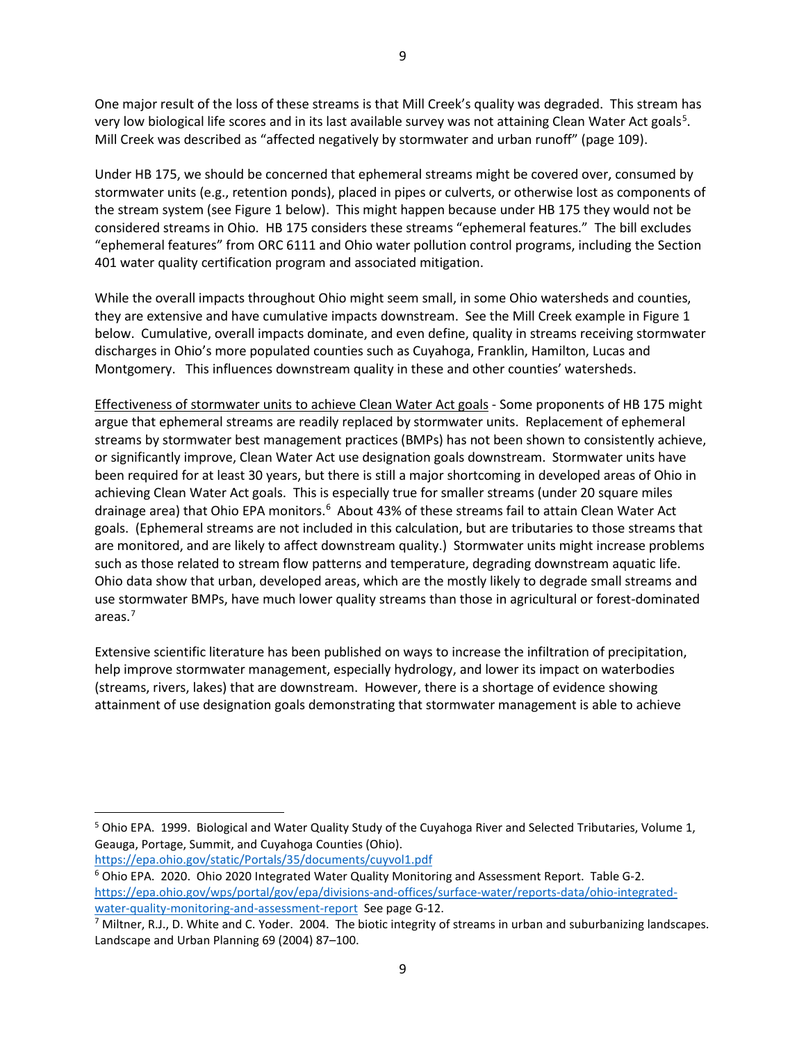One major result of the loss of these streams is that Mill Creek's quality was degraded. This stream has very low biological life scores and in its last available survey was not attaining Clean Water Act goals[5]. Mill Creek was described as "affected negatively by stormwater and urban runoff" (page 109).

Under HB 175, we should be concerned that ephemeral streams might be covered over, consumed by stormwater units (e.g., retention ponds), placed in pipes or culverts, or otherwise lost as components of the stream system (see Figure 1 below). This might happen because under HB 175 they would not be considered streams in Ohio. HB 175 considers these streams "ephemeral features." The bill excludes "ephemeral features" from ORC 6111 and Ohio water pollution control programs, including the Section 401 water quality certification program and associated mitigation.

While the overall impacts throughout Ohio might seem small, in some Ohio watersheds and counties, they are extensive and have cumulative impacts downstream. See the Mill Creek example in Figure 1 below. Cumulative, overall impacts dominate, and even define, quality in streams receiving stormwater discharges in Ohio's more populated counties such as Cuyahoga, Franklin, Hamilton, Lucas and Montgomery. This influences downstream quality in these and other counties' watersheds.

<u>Effectiveness of stormwater units to achieve Clean Water Act goals</u> - Some proponents of HB 175 might argue that ephemeral streams are readily replaced by stormwater units. Replacement of ephemeral streams by stormwater best management practices (BMPs) has not been shown to consistently achieve, or significantly improve, Clean Water Act use designation goals downstream. Stormwater units have been required for at least 30 years, but there is still a major shortcoming in developed areas of Ohio in achieving Clean Water Act goals. This is especially true for smaller streams (under 20 square miles drainage area) that Ohio EPA monitors.[6] About 43% of these streams fail to attain Clean Water Act goals. (Ephemeral streams are not included in this calculation, but are tributaries to those streams that are monitored, and are likely to affect downstream quality.) Stormwater units might increase problems such as those related to stream flow patterns and temperature, degrading downstream aquatic life. Ohio data show that urban, developed areas, which are the mostly likely to degrade small streams and use stormwater BMPs, have much lower quality streams than those in agricultural or forest-dominated areas.[7]

Extensive scientific literature has been published on ways to increase the infiltration of precipitation, help improve stormwater management, especially hydrology, and lower its impact on waterbodies (streams, rivers, lakes) that are downstream. However, there is a shortage of evidence showing attainment of use designation goals demonstrating that stormwater management is able to achieve

---

[5] Ohio EPA. 1999. Biological and Water Quality Study of the Cuyahoga River and Selected Tributaries, Volume 1, Geauga, Portage, Summit, and Cuyahoga Counties (Ohio). https://epa.ohio.gov/static/Portals/35/documents/cuyvol1.pdf

[6] Ohio EPA. 2020. Ohio 2020 Integrated Water Quality Monitoring and Assessment Report. Table G-2. https://epa.ohio.gov/wps/portal/gov/epa/divisions-and-offices/surface-water/reports-data/ohio-integrated-water-quality-monitoring-and-assessment-report See page G-12.

[7] Miltner, R.J., D. White and C. Yoder. 2004. The biotic integrity of streams in urban and suburbanizing landscapes. Landscape and Urban Planning 69 (2004) 87–100.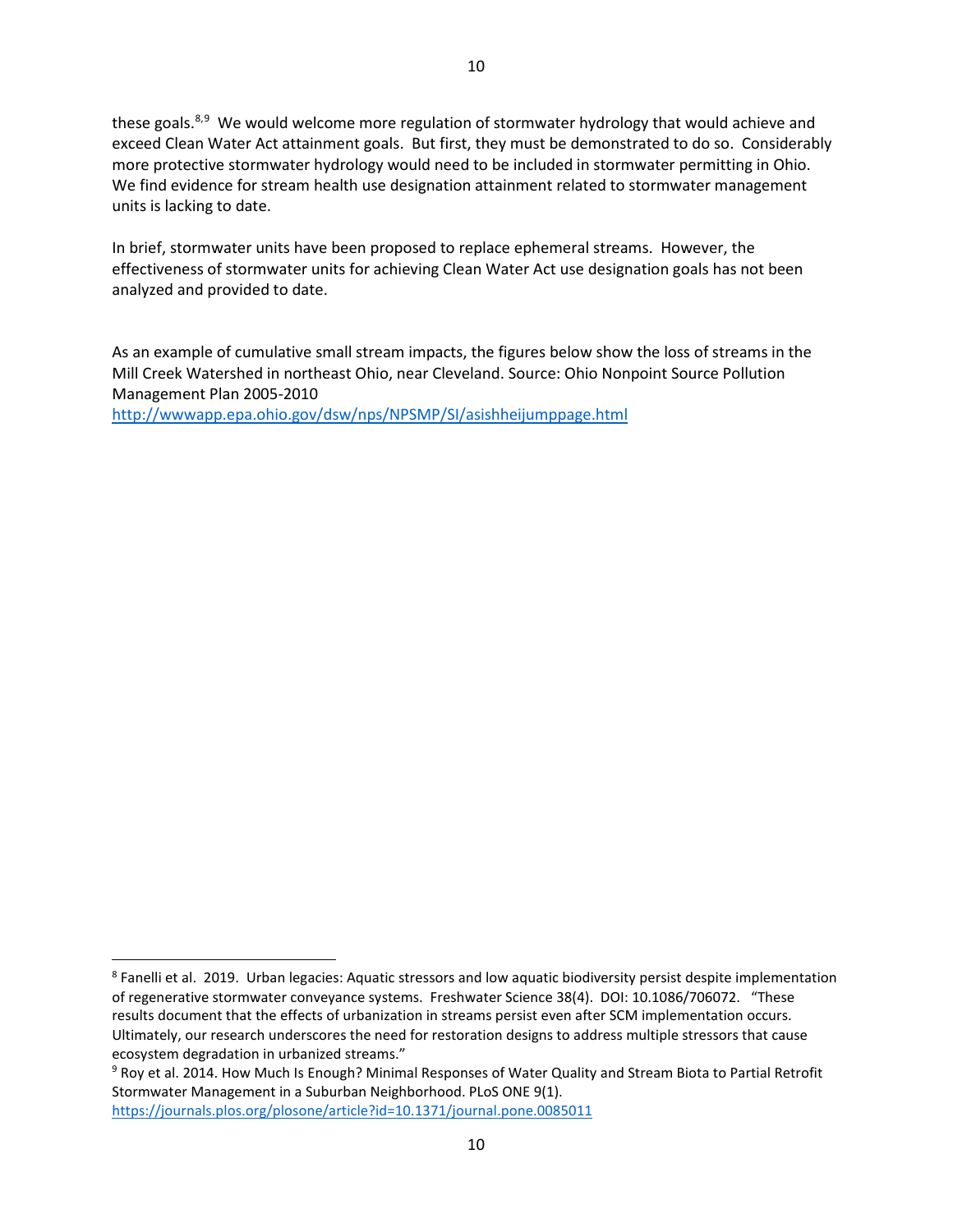these goals.[8,9] We would welcome more regulation of stormwater hydrology that would achieve and exceed Clean Water Act attainment goals. But first, they must be demonstrated to do so. Considerably more protective stormwater hydrology would need to be included in stormwater permitting in Ohio. We find evidence for stream health use designation attainment related to stormwater management units is lacking to date.

In brief, stormwater units have been proposed to replace ephemeral streams. However, the effectiveness of stormwater units for achieving Clean Water Act use designation goals has not been analyzed and provided to date.

As an example of cumulative small stream impacts, the figures below show the loss of streams in the Mill Creek Watershed in northeast Ohio, near Cleveland. Source: Ohio Nonpoint Source Pollution Management Plan 2005-2010
http://wwwapp.epa.ohio.gov/dsw/nps/NPSMP/SI/asishheijumppage.html

---

[8] Fanelli et al. 2019. Urban legacies: Aquatic stressors and low aquatic biodiversity persist despite implementation of regenerative stormwater conveyance systems. Freshwater Science 38(4). DOI: 10.1086/706072. "These results document that the effects of urbanization in streams persist even after SCM implementation occurs. Ultimately, our research underscores the need for restoration designs to address multiple stressors that cause ecosystem degradation in urbanized streams."

[9] Roy et al. 2014. How Much Is Enough? Minimal Responses of Water Quality and Stream Biota to Partial Retrofit Stormwater Management in a Suburban Neighborhood. PLoS ONE 9(1). https://journals.plos.org/plosone/article?id=10.1371/journal.pone.0085011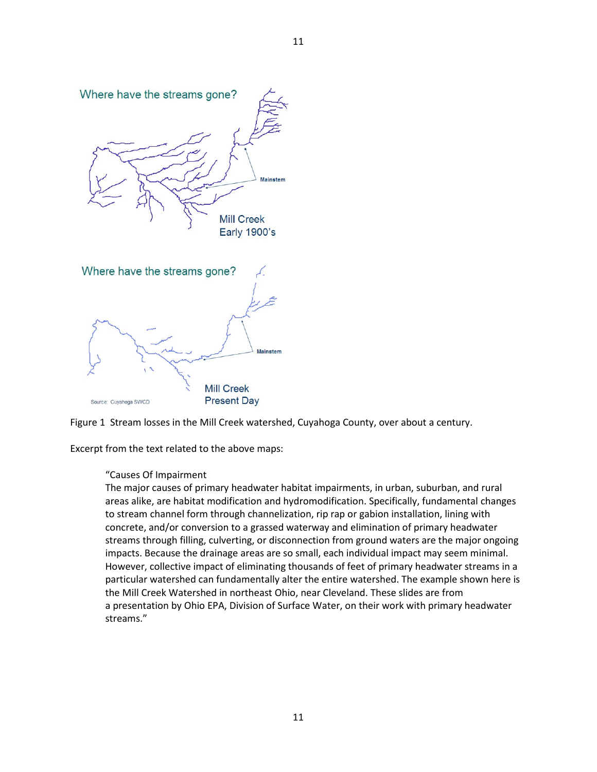Figure 1  Stream losses in the Mill Creek watershed, Cuyahoga County, over about a century.

Excerpt from the text related to the above maps:

> "Causes Of Impairment
> The major causes of primary headwater habitat impairments, in urban, suburban, and rural areas alike, are habitat modification and hydromodification. Specifically, fundamental changes to stream channel form through channelization, rip rap or gabion installation, lining with concrete, and/or conversion to a grassed waterway and elimination of primary headwater streams through filling, culverting, or disconnection from ground waters are the major ongoing impacts. Because the drainage areas are so small, each individual impact may seem minimal. However, collective impact of eliminating thousands of feet of primary headwater streams in a particular watershed can fundamentally alter the entire watershed. The example shown here is the Mill Creek Watershed in northeast Ohio, near Cleveland. These slides are from a presentation by Ohio EPA, Division of Surface Water, on their work with primary headwater streams."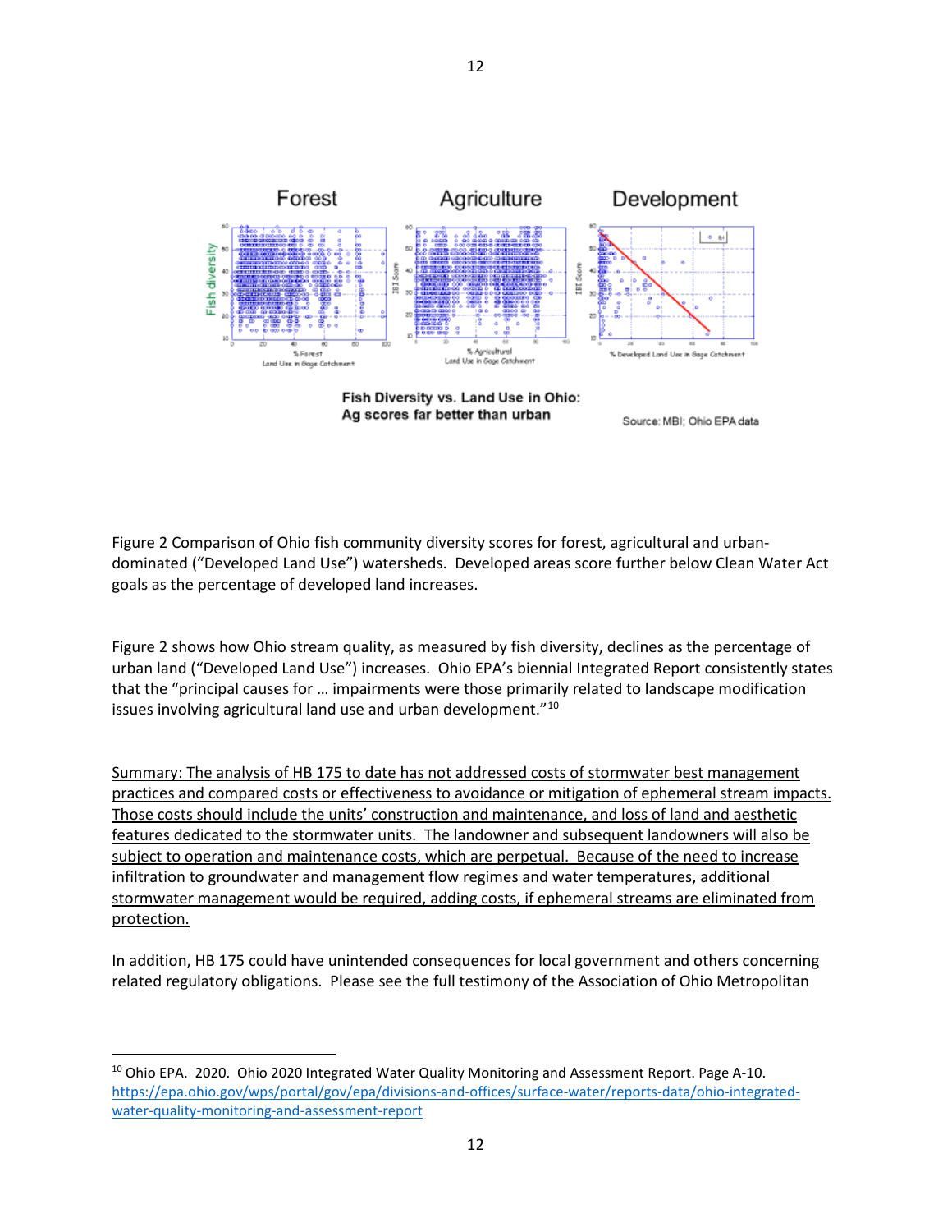Figure 2 Comparison of Ohio fish community diversity scores for forest, agricultural and urban-dominated ("Developed Land Use") watersheds. Developed areas score further below Clean Water Act goals as the percentage of developed land increases.

Figure 2 shows how Ohio stream quality, as measured by fish diversity, declines as the percentage of urban land ("Developed Land Use") increases. Ohio EPA's biennial Integrated Report consistently states that the "principal causes for … impairments were those primarily related to landscape modification issues involving agricultural land use and urban development."[10]

Summary: The analysis of HB 175 to date has not addressed costs of stormwater best management practices and compared costs or effectiveness to avoidance or mitigation of ephemeral stream impacts. Those costs should include the units' construction and maintenance, and loss of land and aesthetic features dedicated to the stormwater units. The landowner and subsequent landowners will also be subject to operation and maintenance costs, which are perpetual. Because of the need to increase infiltration to groundwater and management flow regimes and water temperatures, additional stormwater management would be required, adding costs, if ephemeral streams are eliminated from protection.

In addition, HB 175 could have unintended consequences for local government and others concerning related regulatory obligations. Please see the full testimony of the Association of Ohio Metropolitan

---

[10] Ohio EPA. 2020. Ohio 2020 Integrated Water Quality Monitoring and Assessment Report. Page A-10. https://epa.ohio.gov/wps/portal/gov/epa/divisions-and-offices/surface-water/reports-data/ohio-integrated-water-quality-monitoring-and-assessment-report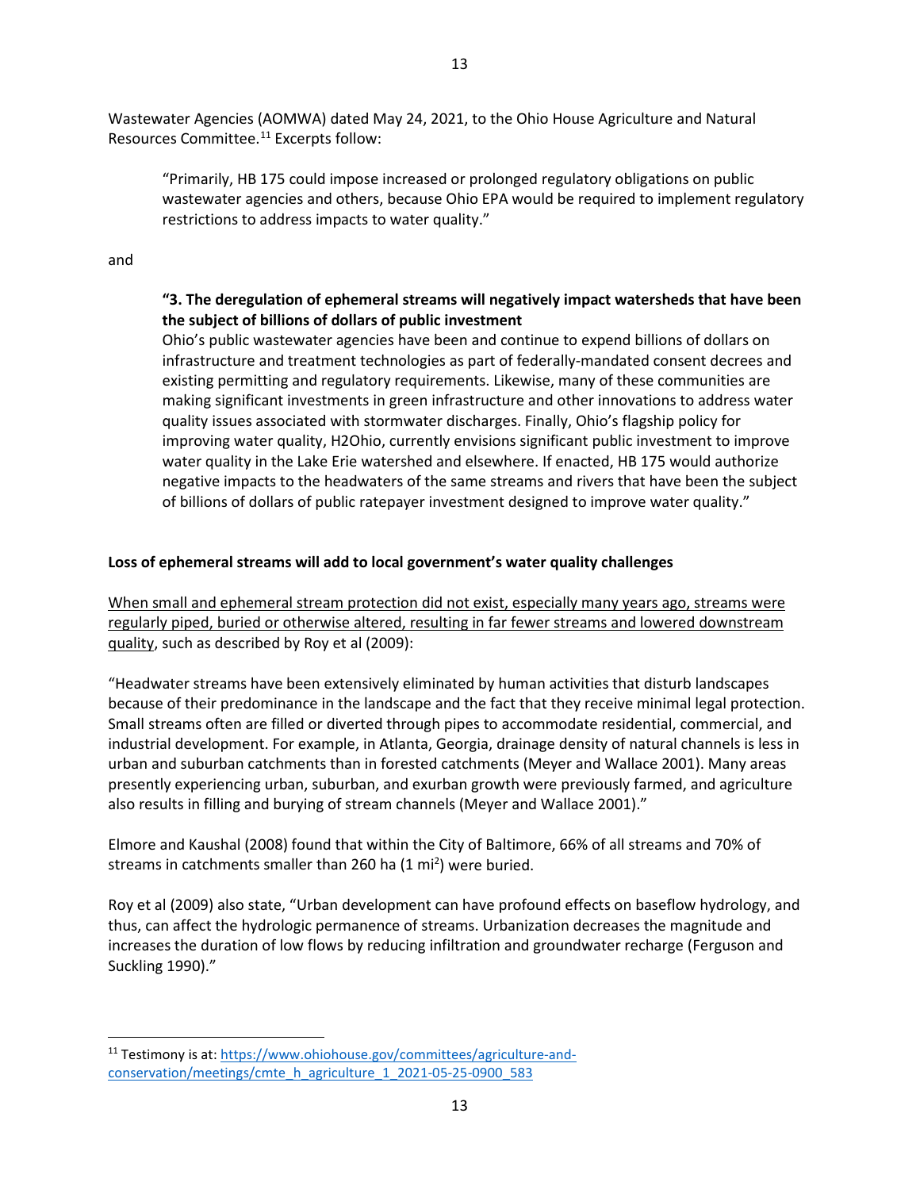Wastewater Agencies (AOMWA) dated May 24, 2021, to the Ohio House Agriculture and Natural Resources Committee.[11] Excerpts follow:

> "Primarily, HB 175 could impose increased or prolonged regulatory obligations on public wastewater agencies and others, because Ohio EPA would be required to implement regulatory restrictions to address impacts to water quality."

and

> **"3. The deregulation of ephemeral streams will negatively impact watersheds that have been the subject of billions of dollars of public investment**
> Ohio's public wastewater agencies have been and continue to expend billions of dollars on infrastructure and treatment technologies as part of federally-mandated consent decrees and existing permitting and regulatory requirements. Likewise, many of these communities are making significant investments in green infrastructure and other innovations to address water quality issues associated with stormwater discharges. Finally, Ohio's flagship policy for improving water quality, H2Ohio, currently envisions significant public investment to improve water quality in the Lake Erie watershed and elsewhere. If enacted, HB 175 would authorize negative impacts to the headwaters of the same streams and rivers that have been the subject of billions of dollars of public ratepayer investment designed to improve water quality."

**Loss of ephemeral streams will add to local government's water quality challenges**

<u>When small and ephemeral stream protection did not exist, especially many years ago, streams were regularly piped, buried or otherwise altered, resulting in far fewer streams and lowered downstream quality</u>, such as described by Roy et al (2009):

"Headwater streams have been extensively eliminated by human activities that disturb landscapes because of their predominance in the landscape and the fact that they receive minimal legal protection. Small streams often are filled or diverted through pipes to accommodate residential, commercial, and industrial development. For example, in Atlanta, Georgia, drainage density of natural channels is less in urban and suburban catchments than in forested catchments (Meyer and Wallace 2001). Many areas presently experiencing urban, suburban, and exurban growth were previously farmed, and agriculture also results in filling and burying of stream channels (Meyer and Wallace 2001)."

Elmore and Kaushal (2008) found that within the City of Baltimore, 66% of all streams and 70% of streams in catchments smaller than 260 ha (1 $mi^2$) were buried.

Roy et al (2009) also state, "Urban development can have profound effects on baseflow hydrology, and thus, can affect the hydrologic permanence of streams. Urbanization decreases the magnitude and increases the duration of low flows by reducing infiltration and groundwater recharge (Ferguson and Suckling 1990)."

[11] Testimony is at: https://www.ohiohouse.gov/committees/agriculture-and-conservation/meetings/cmte_h_agriculture_1_2021-05-25-0900_583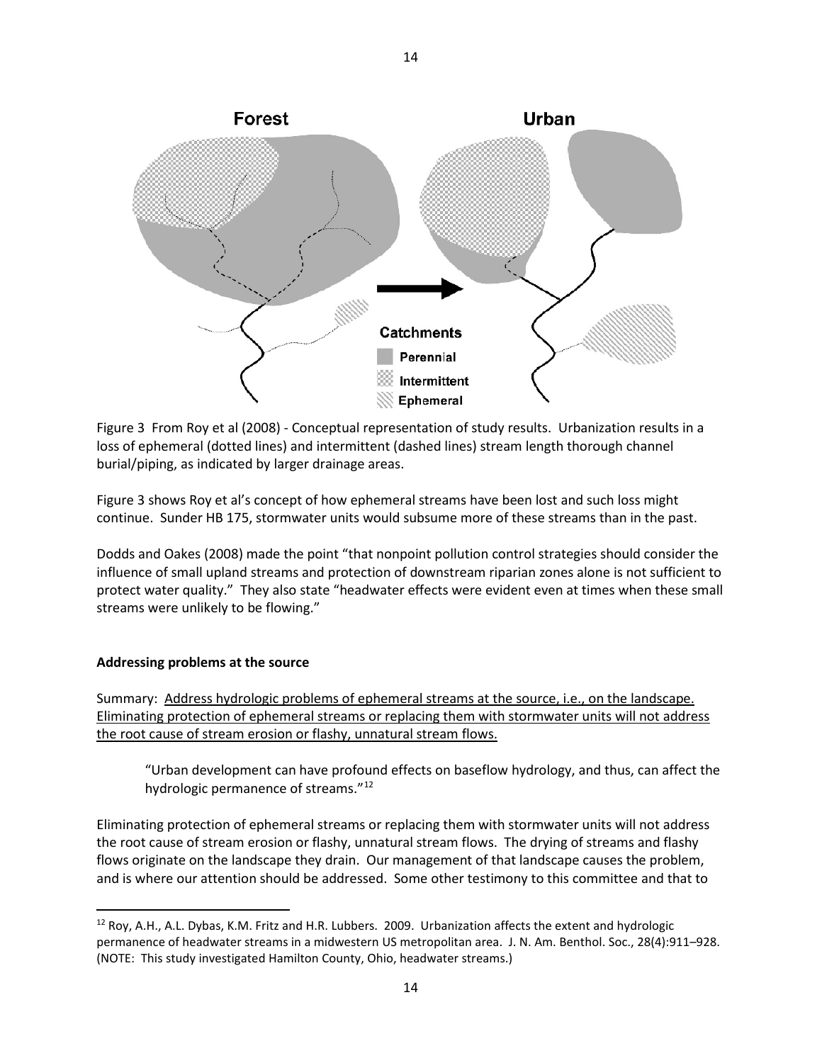Figure 3 From Roy et al (2008) - Conceptual representation of study results. Urbanization results in a loss of ephemeral (dotted lines) and intermittent (dashed lines) stream length thorough channel burial/piping, as indicated by larger drainage areas.

Figure 3 shows Roy et al's concept of how ephemeral streams have been lost and such loss might continue. Sunder HB 175, stormwater units would subsume more of these streams than in the past.

Dodds and Oakes (2008) made the point "that nonpoint pollution control strategies should consider the influence of small upland streams and protection of downstream riparian zones alone is not sufficient to protect water quality." They also state "headwater effects were evident even at times when these small streams were unlikely to be flowing."

**Addressing problems at the source**

Summary: Address hydrologic problems of ephemeral streams at the source, i.e., on the landscape. Eliminating protection of ephemeral streams or replacing them with stormwater units will not address the root cause of stream erosion or flashy, unnatural stream flows.

> "Urban development can have profound effects on baseflow hydrology, and thus, can affect the hydrologic permanence of streams."[12]

Eliminating protection of ephemeral streams or replacing them with stormwater units will not address the root cause of stream erosion or flashy, unnatural stream flows. The drying of streams and flashy flows originate on the landscape they drain. Our management of that landscape causes the problem, and is where our attention should be addressed. Some other testimony to this committee and that to

[12] Roy, A.H., A.L. Dybas, K.M. Fritz and H.R. Lubbers. 2009. Urbanization affects the extent and hydrologic permanence of headwater streams in a midwestern US metropolitan area. J. N. Am. Benthol. Soc., 28(4):911–928. (NOTE: This study investigated Hamilton County, Ohio, headwater streams.)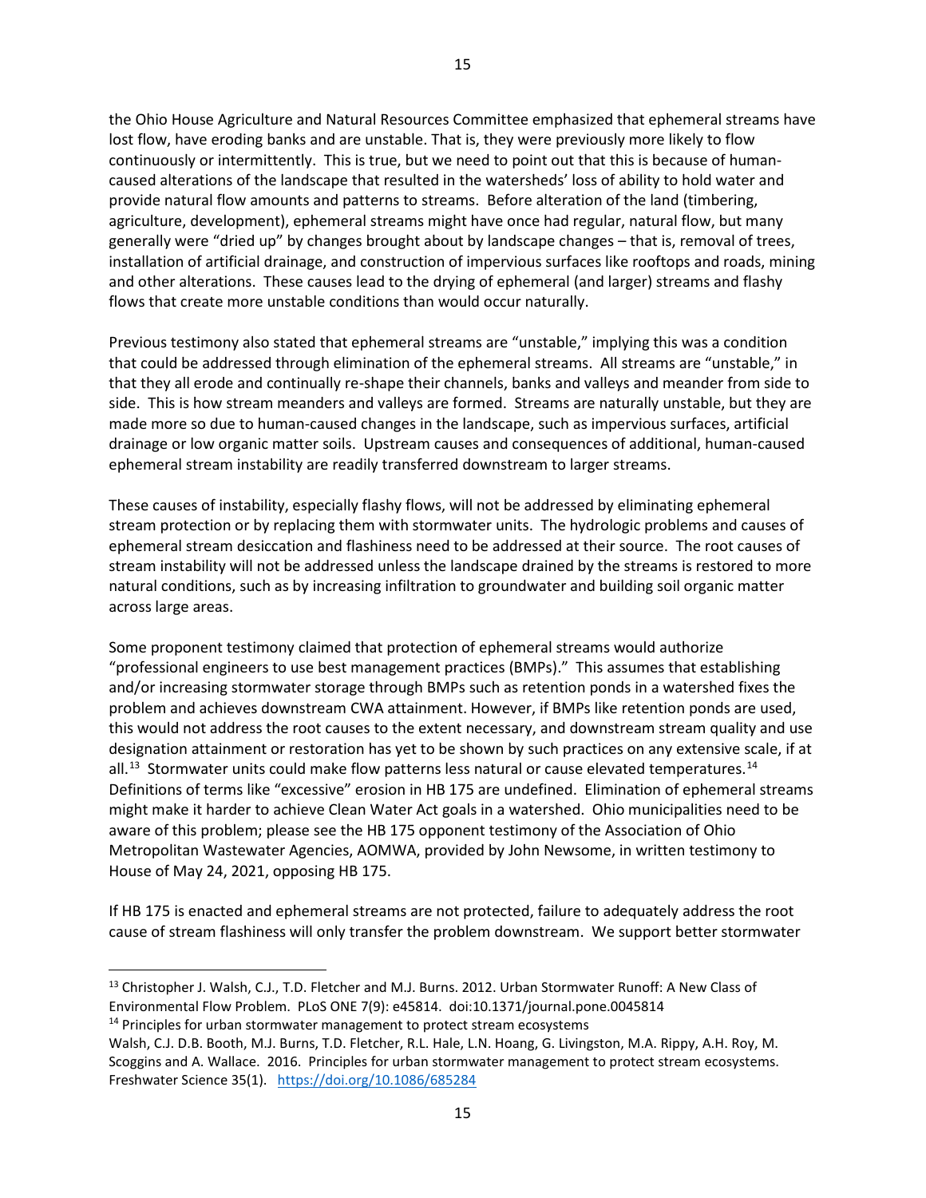the Ohio House Agriculture and Natural Resources Committee emphasized that ephemeral streams have lost flow, have eroding banks and are unstable. That is, they were previously more likely to flow continuously or intermittently. This is true, but we need to point out that this is because of human-caused alterations of the landscape that resulted in the watersheds' loss of ability to hold water and provide natural flow amounts and patterns to streams. Before alteration of the land (timbering, agriculture, development), ephemeral streams might have once had regular, natural flow, but many generally were "dried up" by changes brought about by landscape changes – that is, removal of trees, installation of artificial drainage, and construction of impervious surfaces like rooftops and roads, mining and other alterations. These causes lead to the drying of ephemeral (and larger) streams and flashy flows that create more unstable conditions than would occur naturally.

Previous testimony also stated that ephemeral streams are "unstable," implying this was a condition that could be addressed through elimination of the ephemeral streams. All streams are "unstable," in that they all erode and continually re-shape their channels, banks and valleys and meander from side to side. This is how stream meanders and valleys are formed. Streams are naturally unstable, but they are made more so due to human-caused changes in the landscape, such as impervious surfaces, artificial drainage or low organic matter soils. Upstream causes and consequences of additional, human-caused ephemeral stream instability are readily transferred downstream to larger streams.

These causes of instability, especially flashy flows, will not be addressed by eliminating ephemeral stream protection or by replacing them with stormwater units. The hydrologic problems and causes of ephemeral stream desiccation and flashiness need to be addressed at their source. The root causes of stream instability will not be addressed unless the landscape drained by the streams is restored to more natural conditions, such as by increasing infiltration to groundwater and building soil organic matter across large areas.

Some proponent testimony claimed that protection of ephemeral streams would authorize "professional engineers to use best management practices (BMPs)." This assumes that establishing and/or increasing stormwater storage through BMPs such as retention ponds in a watershed fixes the problem and achieves downstream CWA attainment. However, if BMPs like retention ponds are used, this would not address the root causes to the extent necessary, and downstream stream quality and use designation attainment or restoration has yet to be shown by such practices on any extensive scale, if at all.[13] Stormwater units could make flow patterns less natural or cause elevated temperatures.[14] Definitions of terms like "excessive" erosion in HB 175 are undefined. Elimination of ephemeral streams might make it harder to achieve Clean Water Act goals in a watershed. Ohio municipalities need to be aware of this problem; please see the HB 175 opponent testimony of the Association of Ohio Metropolitan Wastewater Agencies, AOMWA, provided by John Newsome, in written testimony to House of May 24, 2021, opposing HB 175.

If HB 175 is enacted and ephemeral streams are not protected, failure to adequately address the root cause of stream flashiness will only transfer the problem downstream. We support better stormwater

---

[13] Christopher J. Walsh, C.J., T.D. Fletcher and M.J. Burns. 2012. Urban Stormwater Runoff: A New Class of Environmental Flow Problem. PLoS ONE 7(9): e45814. doi:10.1371/journal.pone.0045814

[14] Principles for urban stormwater management to protect stream ecosystems
Walsh, C.J. D.B. Booth, M.J. Burns, T.D. Fletcher, R.L. Hale, L.N. Hoang, G. Livingston, M.A. Rippy, A.H. Roy, M. Scoggins and A. Wallace. 2016. Principles for urban stormwater management to protect stream ecosystems. Freshwater Science 35(1). https://doi.org/10.1086/685284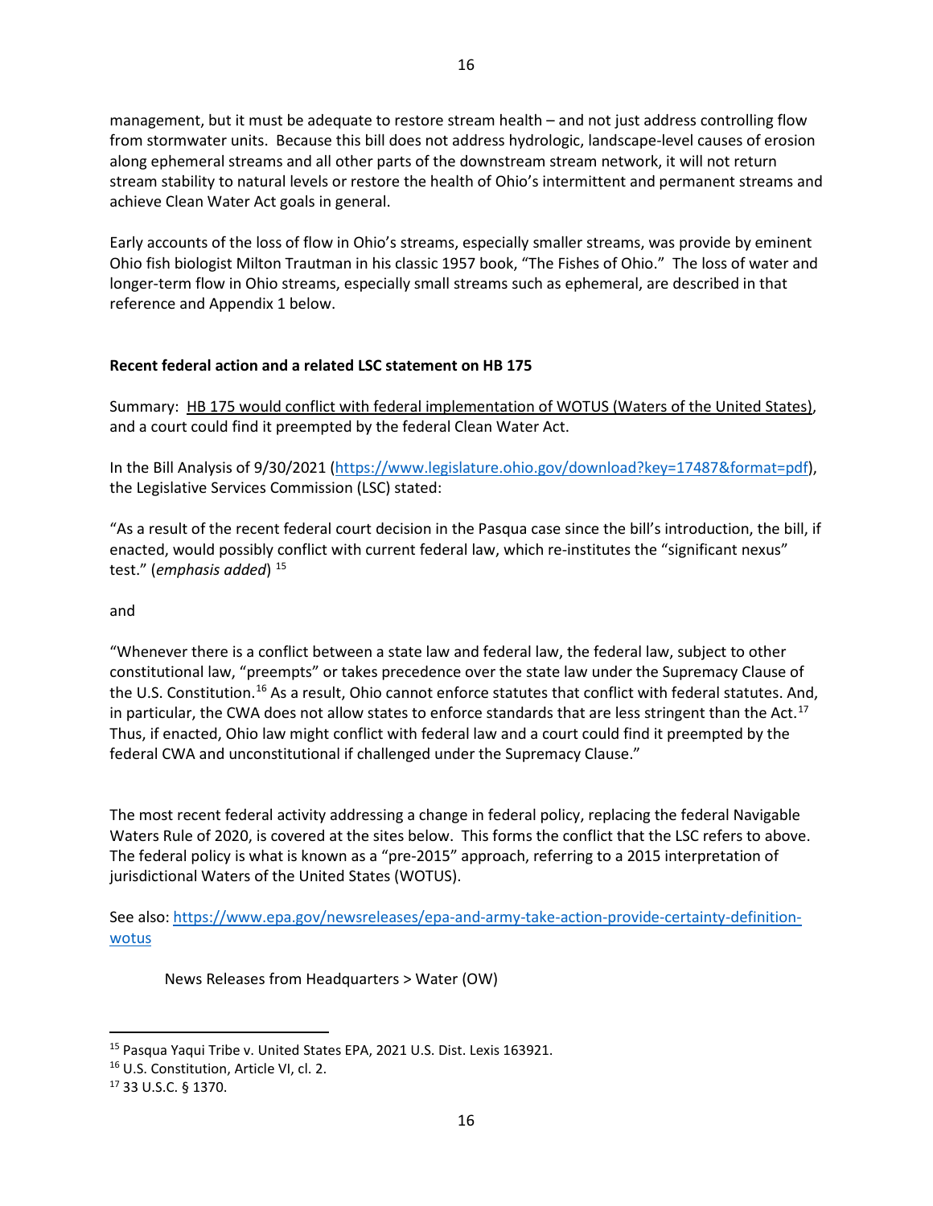management, but it must be adequate to restore stream health – and not just address controlling flow from stormwater units. Because this bill does not address hydrologic, landscape-level causes of erosion along ephemeral streams and all other parts of the downstream stream network, it will not return stream stability to natural levels or restore the health of Ohio's intermittent and permanent streams and achieve Clean Water Act goals in general.

Early accounts of the loss of flow in Ohio's streams, especially smaller streams, was provide by eminent Ohio fish biologist Milton Trautman in his classic 1957 book, "The Fishes of Ohio." The loss of water and longer-term flow in Ohio streams, especially small streams such as ephemeral, are described in that reference and Appendix 1 below.

**Recent federal action and a related LSC statement on HB 175**

Summary: <u>HB 175 would conflict with federal implementation of WOTUS (Waters of the United States)</u>, and a court could find it preempted by the federal Clean Water Act.

In the Bill Analysis of 9/30/2021 ([https://www.legislature.ohio.gov/download?key=17487&format=pdf](https://www.legislature.ohio.gov/download?key=17487&format=pdf)), the Legislative Services Commission (LSC) stated:

"As a result of the recent federal court decision in the Pasqua case since the bill's introduction, the bill, if enacted, would possibly conflict with current federal law, which re-institutes the "significant nexus" test." (*emphasis added*) [15]

and

"Whenever there is a conflict between a state law and federal law, the federal law, subject to other constitutional law, "preempts" or takes precedence over the state law under the Supremacy Clause of the U.S. Constitution.[16] As a result, Ohio cannot enforce statutes that conflict with federal statutes. And, in particular, the CWA does not allow states to enforce standards that are less stringent than the Act.[17] Thus, if enacted, Ohio law might conflict with federal law and a court could find it preempted by the federal CWA and unconstitutional if challenged under the Supremacy Clause."

The most recent federal activity addressing a change in federal policy, replacing the federal Navigable Waters Rule of 2020, is covered at the sites below. This forms the conflict that the LSC refers to above. The federal policy is what is known as a "pre-2015" approach, referring to a 2015 interpretation of jurisdictional Waters of the United States (WOTUS).

See also: [https://www.epa.gov/newsreleases/epa-and-army-take-action-provide-certainty-definition-wotus](https://www.epa.gov/newsreleases/epa-and-army-take-action-provide-certainty-definition-wotus)

News Releases from Headquarters > Water (OW)

---

[15] Pasqua Yaqui Tribe v. United States EPA, 2021 U.S. Dist. Lexis 163921.

[16] U.S. Constitution, Article VI, cl. 2.

[17] 33 U.S.C. § 1370.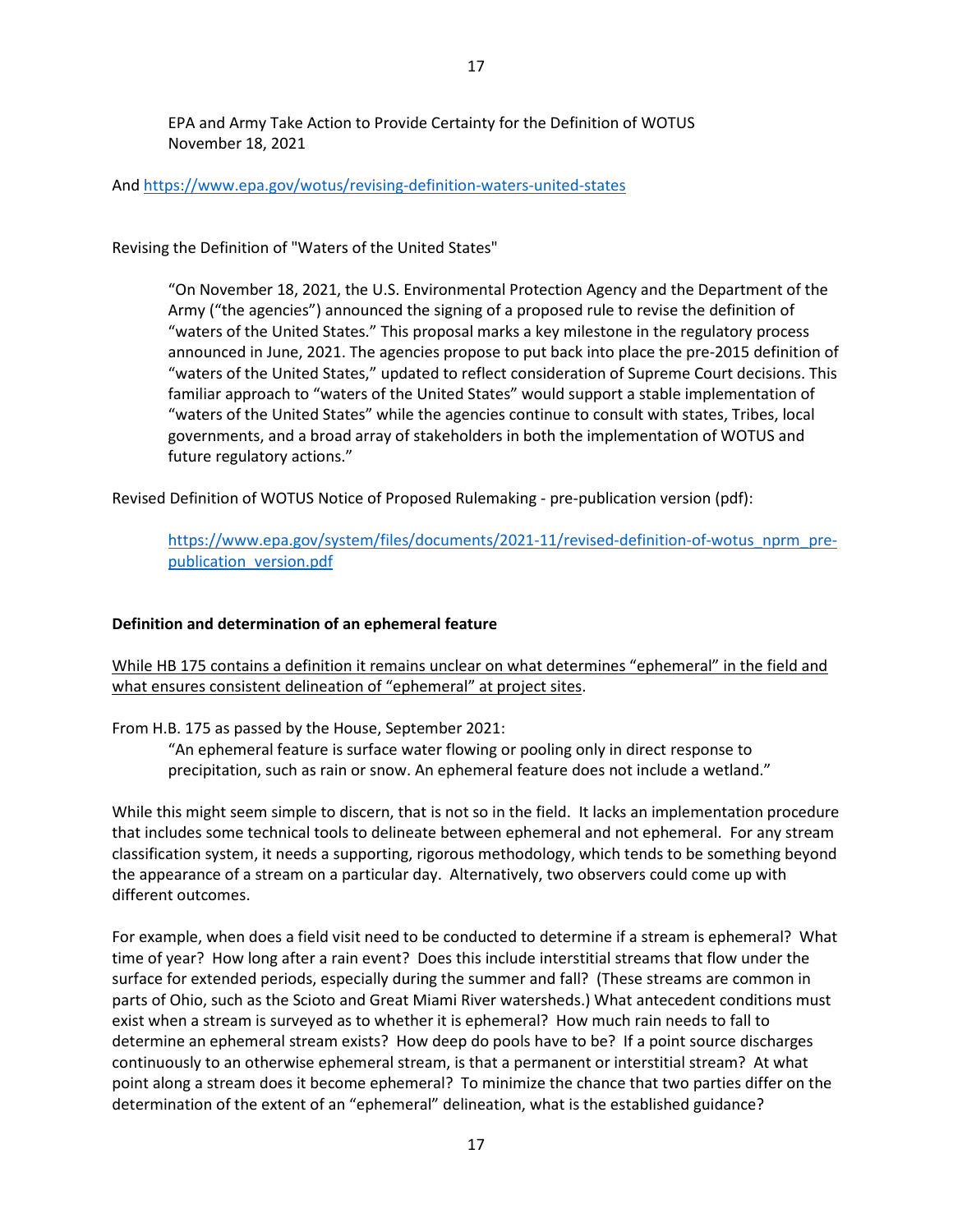EPA and Army Take Action to Provide Certainty for the Definition of WOTUS
November 18, 2021

And [https://www.epa.gov/wotus/revising-definition-waters-united-states](https://www.epa.gov/wotus/revising-definition-waters-united-states)

Revising the Definition of "Waters of the United States"

> "On November 18, 2021, the U.S. Environmental Protection Agency and the Department of the Army ("the agencies") announced the signing of a proposed rule to revise the definition of "waters of the United States." This proposal marks a key milestone in the regulatory process announced in June, 2021. The agencies propose to put back into place the pre-2015 definition of "waters of the United States," updated to reflect consideration of Supreme Court decisions. This familiar approach to "waters of the United States" would support a stable implementation of "waters of the United States" while the agencies continue to consult with states, Tribes, local governments, and a broad array of stakeholders in both the implementation of WOTUS and future regulatory actions."

Revised Definition of WOTUS Notice of Proposed Rulemaking - pre-publication version (pdf):

> [https://www.epa.gov/system/files/documents/2021-11/revised-definition-of-wotus_nprm_pre-publication_version.pdf](https://www.epa.gov/system/files/documents/2021-11/revised-definition-of-wotus_nprm_pre-publication_version.pdf)

**Definition and determination of an ephemeral feature**

<u>While HB 175 contains a definition it remains unclear on what determines "ephemeral" in the field and what ensures consistent delineation of "ephemeral" at project sites</u>.

From H.B. 175 as passed by the House, September 2021:

> "An ephemeral feature is surface water flowing or pooling only in direct response to precipitation, such as rain or snow. An ephemeral feature does not include a wetland."

While this might seem simple to discern, that is not so in the field. It lacks an implementation procedure that includes some technical tools to delineate between ephemeral and not ephemeral. For any stream classification system, it needs a supporting, rigorous methodology, which tends to be something beyond the appearance of a stream on a particular day. Alternatively, two observers could come up with different outcomes.

For example, when does a field visit need to be conducted to determine if a stream is ephemeral? What time of year? How long after a rain event? Does this include interstitial streams that flow under the surface for extended periods, especially during the summer and fall? (These streams are common in parts of Ohio, such as the Scioto and Great Miami River watersheds.) What antecedent conditions must exist when a stream is surveyed as to whether it is ephemeral? How much rain needs to fall to determine an ephemeral stream exists? How deep do pools have to be? If a point source discharges continuously to an otherwise ephemeral stream, is that a permanent or interstitial stream? At what point along a stream does it become ephemeral? To minimize the chance that two parties differ on the determination of the extent of an "ephemeral" delineation, what is the established guidance?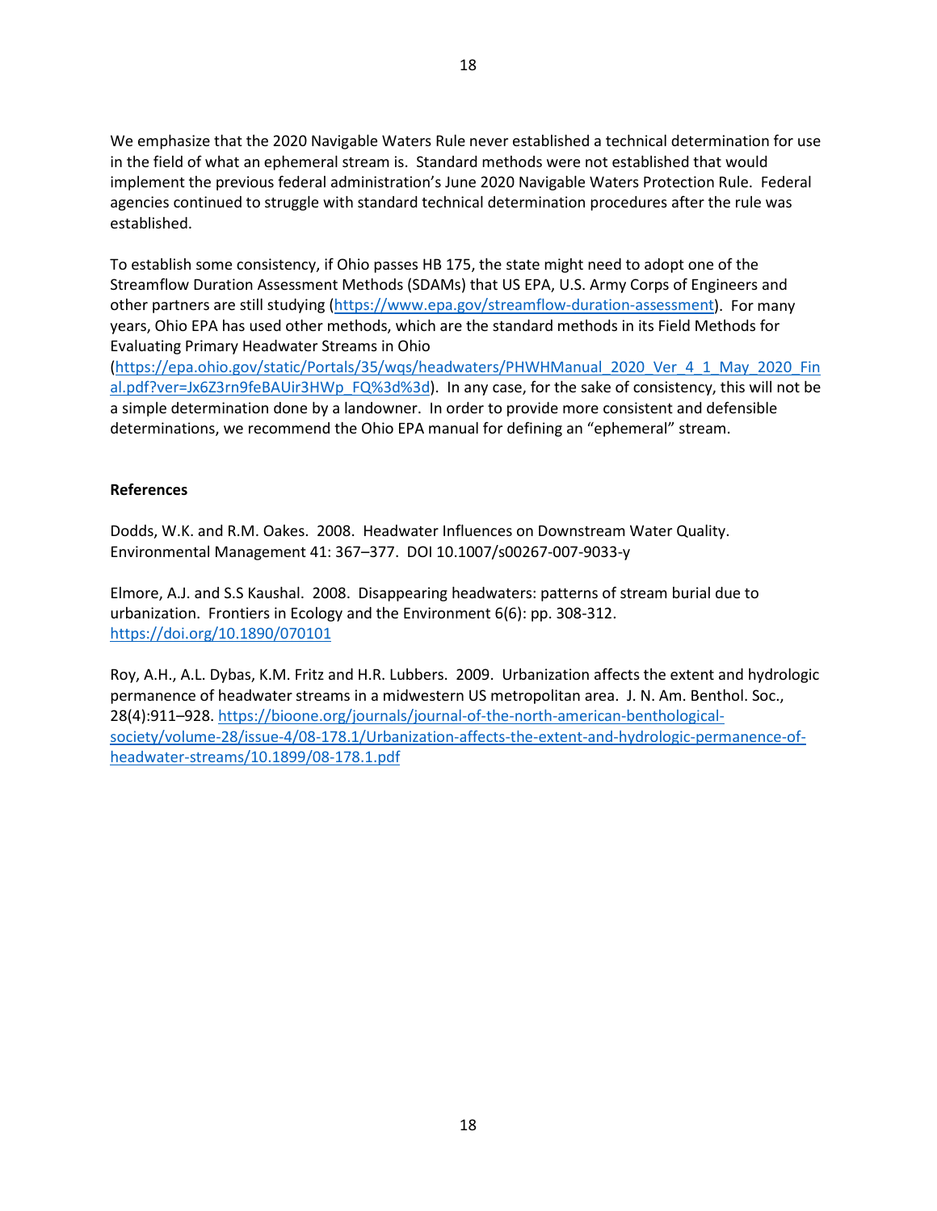We emphasize that the 2020 Navigable Waters Rule never established a technical determination for use in the field of what an ephemeral stream is. Standard methods were not established that would implement the previous federal administration's June 2020 Navigable Waters Protection Rule. Federal agencies continued to struggle with standard technical determination procedures after the rule was established.

To establish some consistency, if Ohio passes HB 175, the state might need to adopt one of the Streamflow Duration Assessment Methods (SDAMs) that US EPA, U.S. Army Corps of Engineers and other partners are still studying (https://www.epa.gov/streamflow-duration-assessment). For many years, Ohio EPA has used other methods, which are the standard methods in its Field Methods for Evaluating Primary Headwater Streams in Ohio (https://epa.ohio.gov/static/Portals/35/wqs/headwaters/PHWHManual_2020_Ver_4_1_May_2020_Final.pdf?ver=Jx6Z3rn9feBAUir3HWp_FQ%3d%3d). In any case, for the sake of consistency, this will not be a simple determination done by a landowner. In order to provide more consistent and defensible determinations, we recommend the Ohio EPA manual for defining an "ephemeral" stream.

**References**

Dodds, W.K. and R.M. Oakes. 2008. Headwater Influences on Downstream Water Quality. Environmental Management 41: 367–377. DOI 10.1007/s00267-007-9033-y

Elmore, A.J. and S.S Kaushal. 2008. Disappearing headwaters: patterns of stream burial due to urbanization. Frontiers in Ecology and the Environment 6(6): pp. 308-312. https://doi.org/10.1890/070101

Roy, A.H., A.L. Dybas, K.M. Fritz and H.R. Lubbers. 2009. Urbanization affects the extent and hydrologic permanence of headwater streams in a midwestern US metropolitan area. J. N. Am. Benthol. Soc., 28(4):911–928. https://bioone.org/journals/journal-of-the-north-american-benthological-society/volume-28/issue-4/08-178.1/Urbanization-affects-the-extent-and-hydrologic-permanence-of-headwater-streams/10.1899/08-178.1.pdf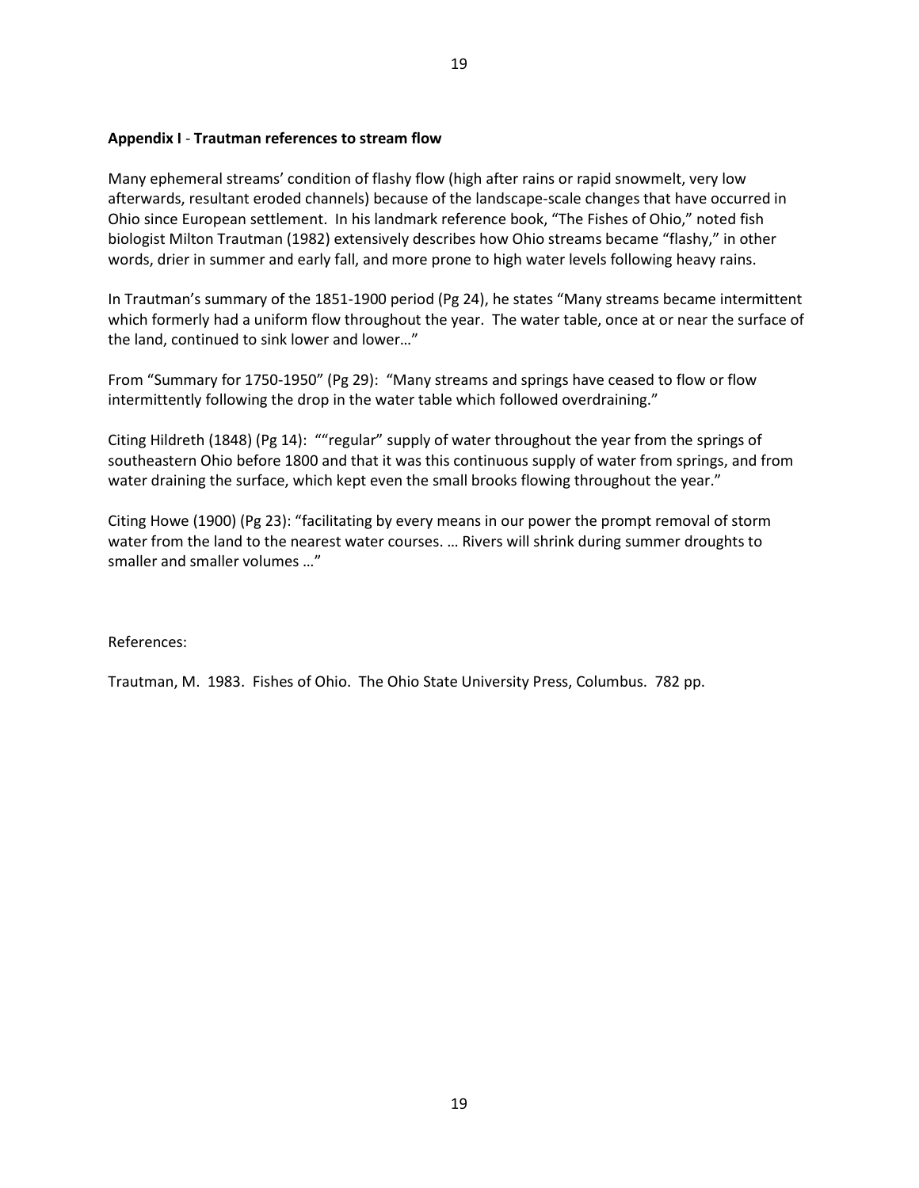**Appendix I** - **Trautman references to stream flow**

Many ephemeral streams' condition of flashy flow (high after rains or rapid snowmelt, very low afterwards, resultant eroded channels) because of the landscape-scale changes that have occurred in Ohio since European settlement. In his landmark reference book, "The Fishes of Ohio," noted fish biologist Milton Trautman (1982) extensively describes how Ohio streams became "flashy," in other words, drier in summer and early fall, and more prone to high water levels following heavy rains.

In Trautman's summary of the 1851-1900 period (Pg 24), he states "Many streams became intermittent which formerly had a uniform flow throughout the year. The water table, once at or near the surface of the land, continued to sink lower and lower…"

From "Summary for 1750-1950" (Pg 29): "Many streams and springs have ceased to flow or flow intermittently following the drop in the water table which followed overdraining."

Citing Hildreth (1848) (Pg 14): ""regular" supply of water throughout the year from the springs of southeastern Ohio before 1800 and that it was this continuous supply of water from springs, and from water draining the surface, which kept even the small brooks flowing throughout the year."

Citing Howe (1900) (Pg 23): "facilitating by every means in our power the prompt removal of storm water from the land to the nearest water courses. … Rivers will shrink during summer droughts to smaller and smaller volumes …"

References:

Trautman, M. 1983. Fishes of Ohio. The Ohio State University Press, Columbus. 782 pp.